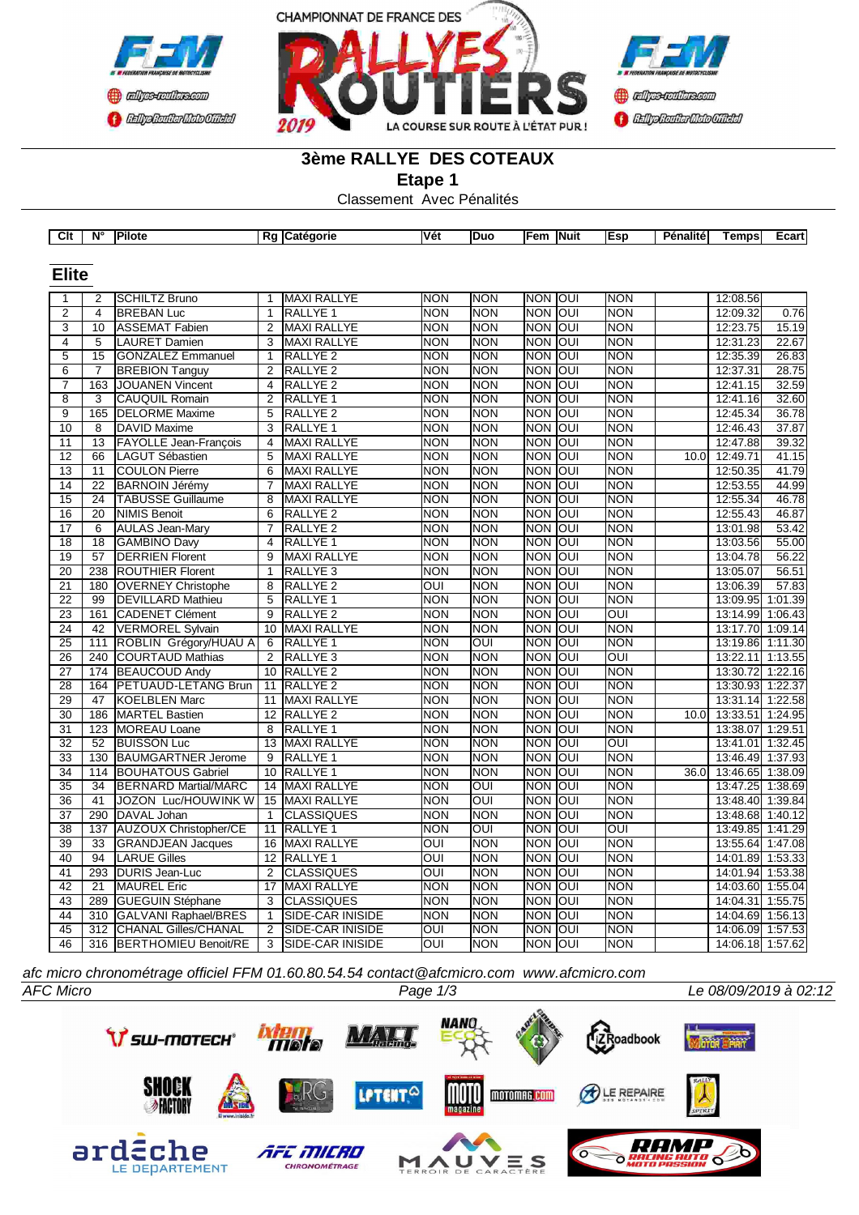CHAMPIONNAT DE FRANCE DES RALLYES ROUTIERS 2019

LA COURSE SUR ROUTE À L'ÉTAT PUR !

# 3ème RALLYE DES COTEAUX

## Etape 1

Classement Avec Pénalités

## Elite

| Clt | N° | Pilote | Rg | Catégorie | Vét | Duo | Fem | Nuit | Esp | Pénalité | Temps | Ecart |
|---|---|---|---|---|---|---|---|---|---|---|---|---|
| 1 | 2 | SCHILTZ Bruno | 1 | MAXI RALLYE | NON | NON | NON | OUI | NON | | 12:08.56 | |
| 2 | 4 | BREBAN Luc | 1 | RALLYE 1 | NON | NON | NON | OUI | NON | | 12:09.32 | 0.76 |
| 3 | 10 | ASSEMAT Fabien | 2 | MAXI RALLYE | NON | NON | NON | OUI | NON | | 12:23.75 | 15.19 |
| 4 | 5 | LAURET Damien | 3 | MAXI RALLYE | NON | NON | NON | OUI | NON | | 12:31.23 | 22.67 |
| 5 | 15 | GONZALEZ Emmanuel | 1 | RALLYE 2 | NON | NON | NON | OUI | NON | | 12:35.39 | 26.83 |
| 6 | 7 | BREBION Tanguy | 2 | RALLYE 2 | NON | NON | NON | OUI | NON | | 12:37.31 | 28.75 |
| 7 | 163 | JOUANEN Vincent | 4 | RALLYE 2 | NON | NON | NON | OUI | NON | | 12:41.15 | 32.59 |
| 8 | 3 | CAUQUIL Romain | 2 | RALLYE 1 | NON | NON | NON | OUI | NON | | 12:41.16 | 32.60 |
| 9 | 165 | DELORME Maxime | 5 | RALLYE 2 | NON | NON | NON | OUI | NON | | 12:45.34 | 36.78 |
| 10 | 8 | DAVID Maxime | 3 | RALLYE 1 | NON | NON | NON | OUI | NON | | 12:46.43 | 37.87 |
| 11 | 13 | FAYOLLE Jean-François | 4 | MAXI RALLYE | NON | NON | NON | OUI | NON | | 12:47.88 | 39.32 |
| 12 | 66 | LAGUT Sébastien | 5 | MAXI RALLYE | NON | NON | NON | OUI | NON | 10.0 | 12:49.71 | 41.15 |
| 13 | 11 | COULON Pierre | 6 | MAXI RALLYE | NON | NON | NON | OUI | NON | | 12:50.35 | 41.79 |
| 14 | 22 | BARNOIN Jérémy | 7 | MAXI RALLYE | NON | NON | NON | OUI | NON | | 12:53.55 | 44.99 |
| 15 | 24 | TABUSSE Guillaume | 8 | MAXI RALLYE | NON | NON | NON | OUI | NON | | 12:55.34 | 46.78 |
| 16 | 20 | NIMIS Benoit | 6 | RALLYE 2 | NON | NON | NON | OUI | NON | | 12:55.43 | 46.87 |
| 17 | 6 | AULAS Jean-Mary | 7 | RALLYE 2 | NON | NON | NON | OUI | NON | | 13:01.98 | 53.42 |
| 18 | 18 | GAMBINO Davy | 4 | RALLYE 1 | NON | NON | NON | OUI | NON | | 13:03.56 | 55.00 |
| 19 | 57 | DERRIEN Florent | 9 | MAXI RALLYE | NON | NON | NON | OUI | NON | | 13:04.78 | 56.22 |
| 20 | 238 | ROUTHIER Florent | 1 | RALLYE 3 | NON | NON | NON | OUI | NON | | 13:05.07 | 56.51 |
| 21 | 180 | OVERNEY Christophe | 8 | RALLYE 2 | OUI | NON | NON | OUI | NON | | 13:06.39 | 57.83 |
| 22 | 99 | DEVILLARD Mathieu | 5 | RALLYE 1 | NON | NON | NON | OUI | NON | | 13:09.95 | 1:01.39 |
| 23 | 161 | CADENET Clément | 9 | RALLYE 2 | NON | NON | NON | OUI | OUI | | 13:14.99 | 1:06.43 |
| 24 | 42 | VERMOREL Sylvain | 10 | MAXI RALLYE | NON | NON | NON | OUI | NON | | 13:17.70 | 1:09.14 |
| 25 | 111 | ROBLIN Grégory/HUAU A | 6 | RALLYE 1 | NON | OUI | NON | OUI | NON | | 13:19.86 | 1:11.30 |
| 26 | 240 | COURTAUD Mathias | 2 | RALLYE 3 | NON | NON | NON | OUI | OUI | | 13:22.11 | 1:13.55 |
| 27 | 174 | BEAUCOUD Andy | 10 | RALLYE 2 | NON | NON | NON | OUI | NON | | 13:30.72 | 1:22.16 |
| 28 | 164 | PETUAUD-LETANG Brun | 11 | RALLYE 2 | NON | NON | NON | OUI | NON | | 13:30.93 | 1:22.37 |
| 29 | 47 | KOELBLEN Marc | 11 | MAXI RALLYE | NON | NON | NON | OUI | NON | | 13:31.14 | 1:22.58 |
| 30 | 186 | MARTEL Bastien | 12 | RALLYE 2 | NON | NON | NON | OUI | NON | 10.0 | 13:33.51 | 1:24.95 |
| 31 | 123 | MOREAU Loane | 8 | RALLYE 1 | NON | NON | NON | OUI | NON | | 13:38.07 | 1:29.51 |
| 32 | 52 | BUISSON Luc | 13 | MAXI RALLYE | NON | NON | NON | OUI | OUI | | 13:41.01 | 1:32.45 |
| 33 | 130 | BAUMGARTNER Jerome | 9 | RALLYE 1 | NON | NON | NON | OUI | NON | | 13:46.49 | 1:37.93 |
| 34 | 114 | BOUHATOUS Gabriel | 10 | RALLYE 1 | NON | NON | NON | OUI | NON | 36.0 | 13:46.65 | 1:38.09 |
| 35 | 34 | BERNARD Martial/MARC | 14 | MAXI RALLYE | NON | OUI | NON | OUI | NON | | 13:47.25 | 1:38.69 |
| 36 | 41 | JOZON Luc/HOUWINK W | 15 | MAXI RALLYE | NON | OUI | NON | OUI | NON | | 13:48.40 | 1:39.84 |
| 37 | 290 | DAVAL Johan | 1 | CLASSIQUES | NON | NON | NON | OUI | NON | | 13:48.68 | 1:40.12 |
| 38 | 137 | AUZOUX Christopher/CE | 11 | RALLYE 1 | NON | OUI | NON | OUI | OUI | | 13:49.85 | 1:41.29 |
| 39 | 33 | GRANDJEAN Jacques | 16 | MAXI RALLYE | OUI | NON | NON | OUI | NON | | 13:55.64 | 1:47.08 |
| 40 | 94 | LARUE Gilles | 12 | RALLYE 1 | OUI | NON | NON | OUI | NON | | 14:01.89 | 1:53.33 |
| 41 | 293 | DURIS Jean-Luc | 2 | CLASSIQUES | OUI | NON | NON | OUI | NON | | 14:01.94 | 1:53.38 |
| 42 | 21 | MAUREL Eric | 17 | MAXI RALLYE | NON | NON | NON | OUI | NON | | 14:03.60 | 1:55.04 |
| 43 | 289 | GUEGUIN Stéphane | 3 | CLASSIQUES | NON | NON | NON | OUI | NON | | 14:04.31 | 1:55.75 |
| 44 | 310 | GALVANI Raphael/BRES | 1 | SIDE-CAR INISIDE | NON | NON | NON | OUI | NON | | 14:04.69 | 1:56.13 |
| 45 | 312 | CHANAL Gilles/CHANAL | 2 | SIDE-CAR INISIDE | OUI | NON | NON | OUI | NON | | 14:06.09 | 1:57.53 |
| 46 | 316 | BERTHOMIEU Benoit/RE | 3 | SIDE-CAR INISIDE | OUI | NON | NON | OUI | NON | | 14:06.18 | 1:57.62 |

*afc micro chronométrage officiel FFM 01.60.80.54.54 contact@afcmicro.com www.afcmicro.com*

*AFC Micro* — *Le 08/09/2019 à 02:12*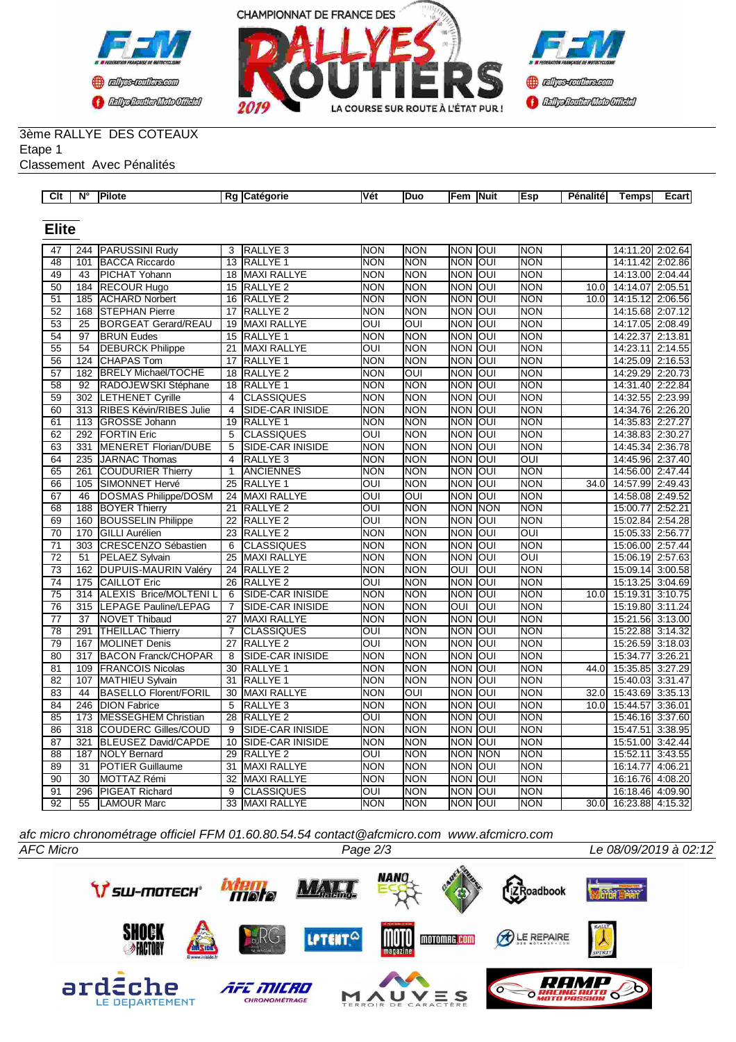3ème RALLYE DES COTEAUX
Etape 1
Classement Avec Pénalités

## Elite

| Clt | N° | Pilote | Rg | Catégorie | Vét | Duo | Fem | Nuit | Esp | Pénalité | Temps | Ecart |
|---|---|---|---|---|---|---|---|---|---|---|---|---|
| 47 | 244 | PARUSSINI Rudy | 3 | RALLYE 3 | NON | NON | NON | OUI | NON | | 14:11.20 | 2:02.64 |
| 48 | 101 | BACCA Riccardo | 13 | RALLYE 1 | NON | NON | NON | OUI | NON | | 14:11.42 | 2:02.86 |
| 49 | 43 | PICHAT Yohann | 18 | MAXI RALLYE | NON | NON | NON | OUI | NON | | 14:13.00 | 2:04.44 |
| 50 | 184 | RECOUR Hugo | 15 | RALLYE 2 | NON | NON | NON | OUI | NON | 10.0 | 14:14.07 | 2:05.51 |
| 51 | 185 | ACHARD Norbert | 16 | RALLYE 2 | NON | NON | NON | OUI | NON | 10.0 | 14:15.12 | 2:06.56 |
| 52 | 168 | STEPHAN Pierre | 17 | RALLYE 2 | NON | NON | NON | OUI | NON | | 14:15.68 | 2:07.12 |
| 53 | 25 | BORGEAT Gerard/REAU | 19 | MAXI RALLYE | OUI | OUI | NON | OUI | NON | | 14:17.05 | 2:08.49 |
| 54 | 97 | BRUN Eudes | 15 | RALLYE 1 | NON | NON | NON | OUI | NON | | 14:22.37 | 2:13.81 |
| 55 | 54 | DEBURCK Philippe | 21 | MAXI RALLYE | OUI | NON | NON | OUI | NON | | 14:23.11 | 2:14.55 |
| 56 | 124 | CHAPAS Tom | 17 | RALLYE 1 | NON | NON | NON | OUI | NON | | 14:25.09 | 2:16.53 |
| 57 | 182 | BRELY Michaël/TOCHE | 18 | RALLYE 2 | NON | OUI | NON | OUI | NON | | 14:29.29 | 2:20.73 |
| 58 | 92 | RADOJEWSKI Stéphane | 18 | RALLYE 1 | NON | NON | NON | OUI | NON | | 14:31.40 | 2:22.84 |
| 59 | 302 | LETHENET Cyrille | 4 | CLASSIQUES | NON | NON | NON | OUI | NON | | 14:32.55 | 2:23.99 |
| 60 | 313 | RIBES Kévin/RIBES Julie | 4 | SIDE-CAR INISIDE | NON | NON | NON | OUI | NON | | 14:34.76 | 2:26.20 |
| 61 | 113 | GROSSE Johann | 19 | RALLYE 1 | NON | NON | NON | OUI | NON | | 14:35.83 | 2:27.27 |
| 62 | 292 | FORTIN Eric | 5 | CLASSIQUES | OUI | NON | NON | OUI | NON | | 14:38.83 | 2:30.27 |
| 63 | 331 | MENERET Florian/DUBE | 5 | SIDE-CAR INISIDE | NON | NON | NON | OUI | NON | | 14:45.34 | 2:36.78 |
| 64 | 235 | JARNAC Thomas | 4 | RALLYE 3 | NON | NON | NON | OUI | OUI | | 14:45.96 | 2:37.40 |
| 65 | 261 | COUDURIER Thierry | 1 | ANCIENNES | NON | NON | NON | OUI | NON | | 14:56.00 | 2:47.44 |
| 66 | 105 | SIMONNET Hervé | 25 | RALLYE 1 | OUI | NON | NON | OUI | NON | 34.0 | 14:57.99 | 2:49.43 |
| 67 | 46 | DOSMAS Philippe/DOSM | 24 | MAXI RALLYE | OUI | OUI | NON | OUI | NON | | 14:58.08 | 2:49.52 |
| 68 | 188 | BOYER Thierry | 21 | RALLYE 2 | OUI | NON | NON | NON | NON | | 15:00.77 | 2:52.21 |
| 69 | 160 | BOUSSELIN Philippe | 22 | RALLYE 2 | OUI | NON | NON | OUI | NON | | 15:02.84 | 2:54.28 |
| 70 | 170 | GILLI Aurélien | 23 | RALLYE 2 | NON | NON | NON | OUI | OUI | | 15:05.33 | 2:56.77 |
| 71 | 303 | CRESCENZO Sébastien | 6 | CLASSIQUES | NON | NON | NON | OUI | NON | | 15:06.00 | 2:57.44 |
| 72 | 51 | PELAEZ Sylvain | 25 | MAXI RALLYE | NON | NON | NON | OUI | OUI | | 15:06.19 | 2:57.63 |
| 73 | 162 | DUPUIS-MAURIN Valéry | 24 | RALLYE 2 | NON | NON | OUI | OUI | NON | | 15:09.14 | 3:00.58 |
| 74 | 175 | CAILLOT Eric | 26 | RALLYE 2 | OUI | NON | NON | OUI | NON | | 15:13.25 | 3:04.69 |
| 75 | 314 | ALEXIS Brice/MOLTENI L | 6 | SIDE-CAR INISIDE | NON | NON | NON | OUI | NON | 10.0 | 15:19.31 | 3:10.75 |
| 76 | 315 | LEPAGE Pauline/LEPAG | 7 | SIDE-CAR INISIDE | NON | NON | OUI | OUI | NON | | 15:19.80 | 3:11.24 |
| 77 | 37 | NOVET Thibaud | 27 | MAXI RALLYE | NON | NON | NON | OUI | NON | | 15:21.56 | 3:13.00 |
| 78 | 291 | THEILLAC Thierry | 7 | CLASSIQUES | OUI | NON | NON | OUI | NON | | 15:22.88 | 3:14.32 |
| 79 | 167 | MOLINET Denis | 27 | RALLYE 2 | OUI | NON | NON | OUI | NON | | 15:26.59 | 3:18.03 |
| 80 | 317 | BACON Franck/CHOPAR | 8 | SIDE-CAR INISIDE | NON | NON | NON | OUI | NON | | 15:34.77 | 3:26.21 |
| 81 | 109 | FRANCOIS Nicolas | 30 | RALLYE 1 | NON | NON | NON | OUI | NON | 44.0 | 15:35.85 | 3:27.29 |
| 82 | 107 | MATHIEU Sylvain | 31 | RALLYE 1 | NON | NON | NON | OUI | NON | | 15:40.03 | 3:31.47 |
| 83 | 44 | BASELLO Florent/FORIL | 30 | MAXI RALLYE | NON | OUI | NON | OUI | NON | 32.0 | 15:43.69 | 3:35.13 |
| 84 | 246 | DION Fabrice | 5 | RALLYE 3 | NON | NON | NON | OUI | NON | 10.0 | 15:44.57 | 3:36.01 |
| 85 | 173 | MESSEGHEM Christian | 28 | RALLYE 2 | OUI | NON | NON | OUI | NON | | 15:46.16 | 3:37.60 |
| 86 | 318 | COUDERC Gilles/COUD | 9 | SIDE-CAR INISIDE | NON | NON | NON | OUI | NON | | 15:47.51 | 3:38.95 |
| 87 | 321 | BLEUSEZ David/CAPDE | 10 | SIDE-CAR INISIDE | NON | NON | NON | OUI | NON | | 15:51.00 | 3:42.44 |
| 88 | 187 | NOLY Bernard | 29 | RALLYE 2 | OUI | NON | NON | NON | NON | | 15:52.11 | 3:43.55 |
| 89 | 31 | POTIER Guillaume | 31 | MAXI RALLYE | NON | NON | NON | OUI | NON | | 16:14.77 | 4:06.21 |
| 90 | 30 | MOTTAZ Rémi | 32 | MAXI RALLYE | NON | NON | NON | OUI | NON | | 16:16.76 | 4:08.20 |
| 91 | 296 | PIGEAT Richard | 9 | CLASSIQUES | OUI | NON | NON | OUI | NON | | 16:18.46 | 4:09.90 |
| 92 | 55 | LAMOUR Marc | 33 | MAXI RALLYE | NON | NON | NON | OUI | NON | 30.0 | 16:23.88 | 4:15.32 |

*afc micro chronométrage officiel FFM 01.60.80.54.54 contact@afcmicro.com www.afcmicro.com*
*AFC Micro* — *Le 08/09/2019 à 02:12*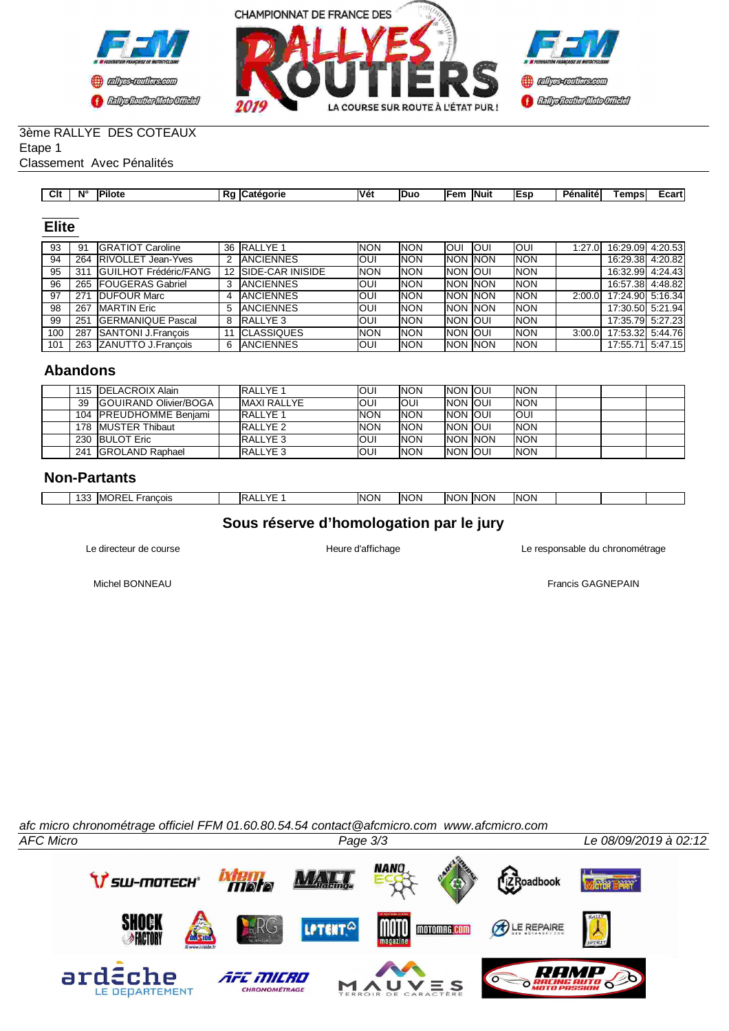3ème RALLYE DES COTEAUX
Etape 1
Classement Avec Pénalités

| Clt | N° | Pilote | Rg | Catégorie | Vét | Duo | Fem | Nuit | Esp | Pénalité | Temps | Ecart |
|---|---|---|---|---|---|---|---|---|---|---|---|---|

## Elite

| Clt | N° | Pilote | Rg | Catégorie | Vét | Duo | Fem | Nuit | Esp | Pénalité | Temps | Ecart |
|---|---|---|---|---|---|---|---|---|---|---|---|---|
| 93 | 91 | GRATIOT Caroline | 36 | RALLYE 1 | NON | NON | OUI | OUI | OUI | 1:27.0 | 16:29.09 | 4:20.53 |
| 94 | 264 | RIVOLLET Jean-Yves | 2 | ANCIENNES | OUI | NON | NON | NON | NON | | 16:29.38 | 4:20.82 |
| 95 | 311 | GUILHOT Frédéric/FANG | 12 | SIDE-CAR INISIDE | NON | NON | NON | OUI | NON | | 16:32.99 | 4:24.43 |
| 96 | 265 | FOUGERAS Gabriel | 3 | ANCIENNES | OUI | NON | NON | NON | NON | | 16:57.38 | 4:48.82 |
| 97 | 271 | DUFOUR Marc | 4 | ANCIENNES | OUI | NON | NON | NON | NON | 2:00.0 | 17:24.90 | 5:16.34 |
| 98 | 267 | MARTIN Eric | 5 | ANCIENNES | OUI | NON | NON | NON | NON | | 17:30.50 | 5:21.94 |
| 99 | 251 | GERMANIQUE Pascal | 8 | RALLYE 3 | OUI | NON | NON | OUI | NON | | 17:35.79 | 5:27.23 |
| 100 | 287 | SANTONI J.François | 11 | CLASSIQUES | NON | NON | NON | OUI | NON | 3:00.0 | 17:53.32 | 5:44.76 |
| 101 | 263 | ZANUTTO J.François | 6 | ANCIENNES | OUI | NON | NON | NON | NON | | 17:55.71 | 5:47.15 |

## Abandons

| Clt | N° | Pilote | Rg | Catégorie | Vét | Duo | Fem | Nuit | Esp | Pénalité | Temps | Ecart |
|---|---|---|---|---|---|---|---|---|---|---|---|---|
| | 115 | DELACROIX Alain | | RALLYE 1 | OUI | NON | NON | OUI | NON | | | |
| | 39 | GOUIRAND Olivier/BOGA | | MAXI RALLYE | OUI | OUI | NON | OUI | NON | | | |
| | 104 | PREUDHOMME Benjami | | RALLYE 1 | NON | NON | NON | OUI | OUI | | | |
| | 178 | MUSTER Thibaut | | RALLYE 2 | NON | NON | NON | OUI | NON | | | |
| | 230 | BULOT Eric | | RALLYE 3 | OUI | NON | NON | NON | NON | | | |
| | 241 | GROLAND Raphael | | RALLYE 3 | OUI | NON | NON | OUI | NON | | | |

## Non-Partants

| Clt | N° | Pilote | Rg | Catégorie | Vét | Duo | Fem | Nuit | Esp | Pénalité | Temps | Ecart |
|---|---|---|---|---|---|---|---|---|---|---|---|---|
| | 133 | MOREL François | | RALLYE 1 | NON | NON | NON | NON | NON | | | |

## Sous réserve d'homologation par le jury

Le directeur de course — Heure d'affichage — Le responsable du chronométrage

Michel BONNEAU — Francis GAGNEPAIN

*afc micro chronométrage officiel FFM 01.60.80.54.54 contact@afcmicro.com www.afcmicro.com*

*AFC Micro* — *Le 08/09/2019 à 02:12*